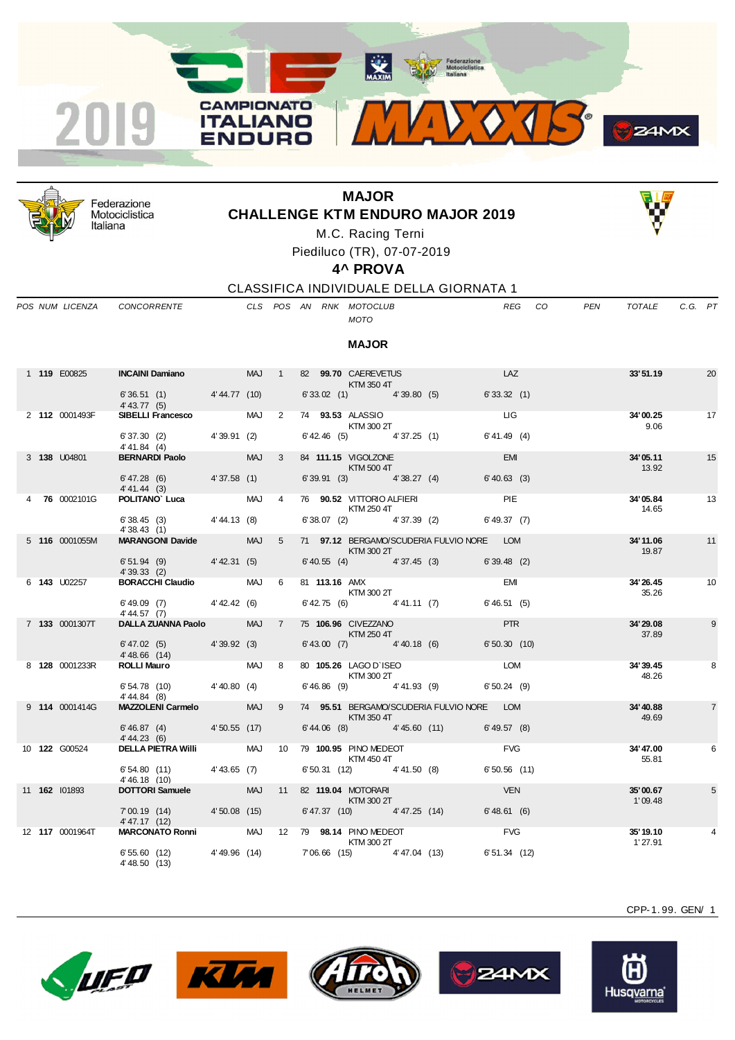2019 CAMPIONATO ITALIANO ENDURO MAXXIS

Federazione Motociclistica Italiana

# MAJOR
## CHALLENGE KTM ENDURO MAJOR 2019

M.C. Racing Terni

Piediluco (TR), 07-07-2019

### 4^ PROVA

CLASSIFICA INDIVIDUALE DELLA GIORNATA 1

| POS | NUM | LICENZA | CONCORRENTE | CLS | POS | AN | RNK | MOTOCLUB / MOTO | REG | CO | PEN | TOTALE | C.G. | PT |
|---|---|---|---|---|---|---|---|---|---|---|---|---|---|---|

**MAJOR**

| POS | NUM | LICENZA | CONCORRENTE | CLS | POS | AN | RNK | MOTOCLUB / MOTO | REG | TOTALE | C.G. | PT |
|---|---|---|---|---|---|---|---|---|---|---|---|---|
| 1 | **119** | E00825 | **INCAINI Damiano** | MAJ | 1 | 82 | **99.70** | CAEREVETUS / KTM 350 4T | LAZ | **33'51.19** | | 20 |
| | | | 6'36.51 (1) / 4'43.77 (5) | 4'44.77 (10) | | | | 6'33.02 (1) / 4'39.80 (5) | 6'33.32 (1) | | | |
| 2 | **112** | 0001493F | **SIBELLI Francesco** | MAJ | 2 | 74 | **93.53** | ALASSIO / KTM 300 2T | LIG | **34'00.25** | 9.06 | 17 |
| | | | 6'37.30 (2) / 4'41.84 (4) | 4'39.91 (2) | | | | 6'42.46 (5) / 4'37.25 (1) | 6'41.49 (4) | | | |
| 3 | **138** | U04801 | **BERNARDI Paolo** | MAJ | 3 | 84 | **111.15** | VIGOLZONE / KTM 500 4T | EMI | **34'05.11** | 13.92 | 15 |
| | | | 6'47.28 (6) / 4'41.44 (3) | 4'37.58 (1) | | | | 6'39.91 (3) / 4'38.27 (4) | 6'40.63 (3) | | | |
| 4 | **76** | 0002101G | **POLITANO` Luca** | MAJ | 4 | 76 | **90.52** | VITTORIO ALFIERI / KTM 250 4T | PIE | **34'05.84** | 14.65 | 13 |
| | | | 6'38.45 (3) / 4'38.43 (1) | 4'44.13 (8) | | | | 6'38.07 (2) / 4'37.39 (2) | 6'49.37 (7) | | | |
| 5 | **116** | 0001055M | **MARANGONI Davide** | MAJ | 5 | 71 | **97.12** | BERGAMO/SCUDERIA FULVIO NORE / KTM 300 2T | LOM | **34'11.06** | 19.87 | 11 |
| | | | 6'51.94 (9) / 4'39.33 (2) | 4'42.31 (5) | | | | 6'40.55 (4) / 4'37.45 (3) | 6'39.48 (2) | | | |
| 6 | **143** | U02257 | **BORACCHI Claudio** | MAJ | 6 | 81 | **113.16** | AMX / KTM 300 2T | EMI | **34'26.45** | 35.26 | 10 |
| | | | 6'49.09 (7) / 4'44.57 (7) | 4'42.42 (6) | | | | 6'42.75 (6) / 4'41.11 (7) | 6'46.51 (5) | | | |
| 7 | **133** | 0001307T | **DALLA ZUANNA Paolo** | MAJ | 7 | 75 | **106.96** | CIVEZZANO / KTM 250 4T | PTR | **34'29.08** | 37.89 | 9 |
| | | | 6'47.02 (5) / 4'48.66 (14) | 4'39.92 (3) | | | | 6'43.00 (7) / 4'40.18 (6) | 6'50.30 (10) | | | |
| 8 | **128** | 0001233R | **ROLLI Mauro** | MAJ | 8 | 80 | **105.26** | LAGO D`ISEO / KTM 300 2T | LOM | **34'39.45** | 48.26 | 8 |
| | | | 6'54.78 (10) / 4'44.84 (8) | 4'40.80 (4) | | | | 6'46.86 (9) / 4'41.93 (9) | 6'50.24 (9) | | | |
| 9 | **114** | 0001414G | **MAZZOLENI Carmelo** | MAJ | 9 | 74 | **95.51** | BERGAMO/SCUDERIA FULVIO NORE / KTM 350 4T | LOM | **34'40.88** | 49.69 | 7 |
| | | | 6'46.87 (4) / 4'44.23 (6) | 4'50.55 (17) | | | | 6'44.06 (8) / 4'45.60 (11) | 6'49.57 (8) | | | |
| 10 | **122** | G00524 | **DELLA PIETRA Willi** | MAJ | 10 | 79 | **100.95** | PINO MEDEOT / KTM 450 4T | FVG | **34'47.00** | 55.81 | 6 |
| | | | 6'54.80 (11) / 4'46.18 (10) | 4'43.65 (7) | | | | 6'50.31 (12) / 4'41.50 (8) | 6'50.56 (11) | | | |
| 11 | **162** | I01893 | **DOTTORI Samuele** | MAJ | 11 | 82 | **119.04** | MOTORARI / KTM 300 2T | VEN | **35'00.67** | 1'09.48 | 5 |
| | | | 7'00.19 (14) / 4'47.17 (12) | 4'50.08 (15) | | | | 6'47.37 (10) / 4'47.25 (14) | 6'48.61 (6) | | | |
| 12 | **117** | 0001964T | **MARCONATO Ronni** | MAJ | 12 | 79 | **98.14** | PINO MEDEOT / KTM 300 2T | FVG | **35'19.10** | 1'27.91 | 4 |
| | | | 6'55.60 (12) / 4'48.50 (13) | 4'49.96 (14) | | | | 7'06.66 (15) / 4'47.04 (13) | 6'51.34 (12) | | | |

CPP-1.99. GEN/ 1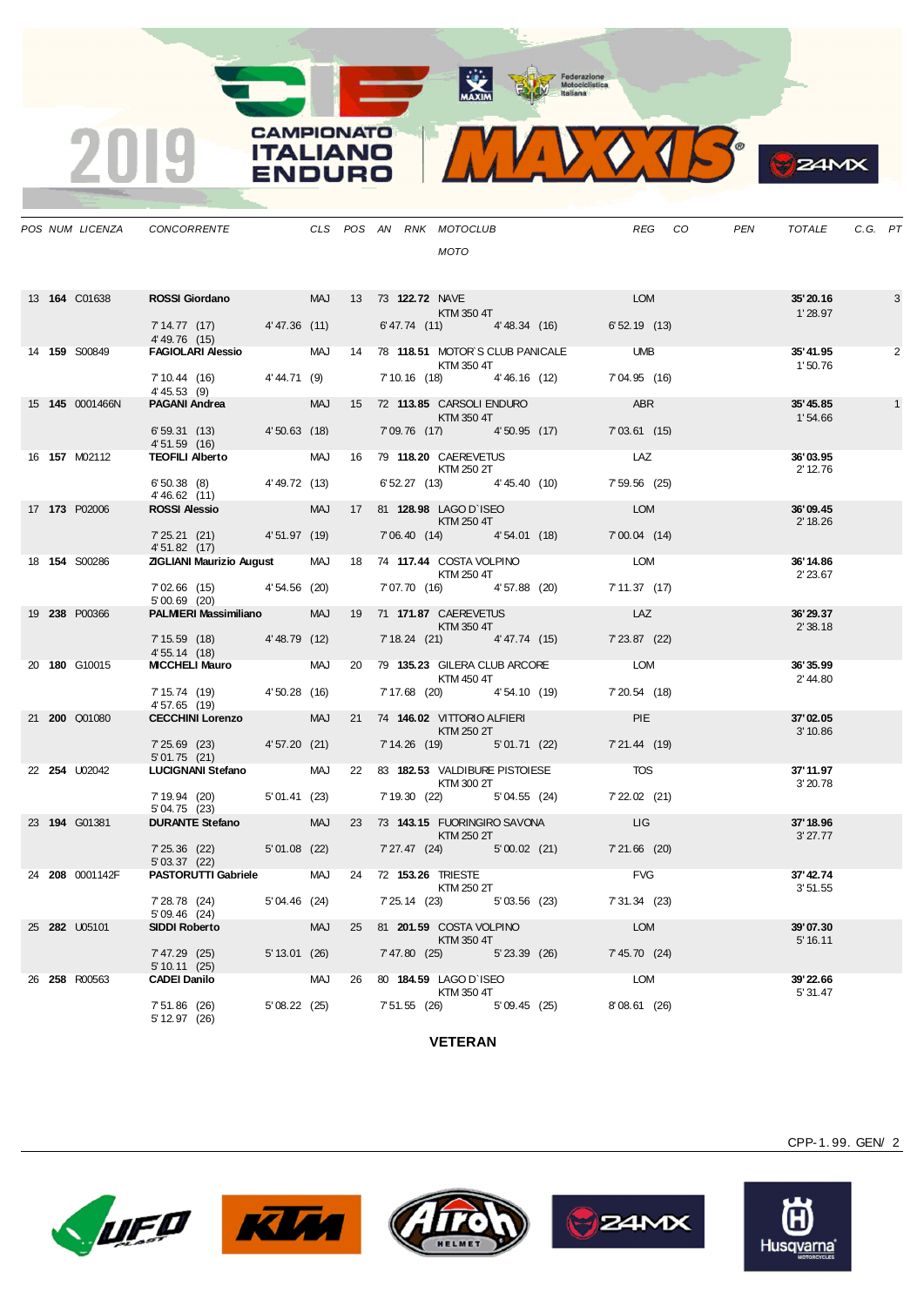| POS | NUM | LICENZA | CONCORRENTE | CLS | POS | AN | RNK | MOTOCLUB / MOTO | REG | CO | PEN | TOTALE | C.G. | PT |
|---|---|---|---|---|---|---|---|---|---|---|---|---|---|---|
| 13 | **164** | C01638 | **ROSSI Giordano** | MAJ | 13 | 73 | **122.72** | NAVE / KTM 350 4T | LOM | | | **35'20.16** / 1'28.97 | | 3 |
| | | | 7'14.77 (17) · 4'47.36 (11) · 6'47.74 (11) · 4'48.34 (16) · 6'52.19 (13) · 4'49.76 (15) | | | | | | | | | | | |
| 14 | **159** | S00849 | **FAGIOLARI Alessio** | MAJ | 14 | 78 | **118.51** | MOTOR`S CLUB PANICALE / KTM 350 4T | UMB | | | **35'41.95** / 1'50.76 | | 2 |
| | | | 7'10.44 (16) · 4'44.71 (9) · 7'10.16 (18) · 4'46.16 (12) · 7'04.95 (16) · 4'45.53 (9) | | | | | | | | | | | |
| 15 | **145** | 0001466N | **PAGANI Andrea** | MAJ | 15 | 72 | **113.85** | CARSOLI ENDURO / KTM 350 4T | ABR | | | **35'45.85** / 1'54.66 | | 1 |
| | | | 6'59.31 (13) · 4'50.63 (18) · 7'09.76 (17) · 4'50.95 (17) · 7'03.61 (15) · 4'51.59 (16) | | | | | | | | | | | |
| 16 | **157** | M02112 | **TEOFILI Alberto** | MAJ | 16 | 79 | **118.20** | CAEREVETUS / KTM 250 2T | LAZ | | | **36'03.95** / 2'12.76 | | |
| | | | 6'50.38 (8) · 4'49.72 (13) · 6'52.27 (13) · 4'45.40 (10) · 7'59.56 (25) · 4'46.62 (11) | | | | | | | | | | | |
| 17 | **173** | P02006 | **ROSSI Alessio** | MAJ | 17 | 81 | **128.98** | LAGO D`ISEO / KTM 250 4T | LOM | | | **36'09.45** / 2'18.26 | | |
| | | | 7'25.21 (21) · 4'51.97 (19) · 7'06.40 (14) · 4'54.01 (18) · 7'00.04 (14) · 4'51.82 (17) | | | | | | | | | | | |
| 18 | **154** | S00286 | **ZIGLIANI Maurizio August** | MAJ | 18 | 74 | **117.44** | COSTA VOLPINO / KTM 250 4T | LOM | | | **36'14.86** / 2'23.67 | | |
| | | | 7'02.66 (15) · 4'54.56 (20) · 7'07.70 (16) · 4'57.88 (20) · 7'11.37 (17) · 5'00.69 (20) | | | | | | | | | | | |
| 19 | **238** | P00366 | **PALMIERI Massimiliano** | MAJ | 19 | 71 | **171.87** | CAEREVETUS / KTM 350 4T | LAZ | | | **36'29.37** / 2'38.18 | | |
| | | | 7'15.59 (18) · 4'48.79 (12) · 7'18.24 (21) · 4'47.74 (15) · 7'23.87 (22) · 4'55.14 (18) | | | | | | | | | | | |
| 20 | **180** | G10015 | **MICCHELI Mauro** | MAJ | 20 | 79 | **135.23** | GILERA CLUB ARCORE / KTM 450 4T | LOM | | | **36'35.99** / 2'44.80 | | |
| | | | 7'15.74 (19) · 4'50.28 (16) · 7'17.68 (20) · 4'54.10 (19) · 7'20.54 (18) · 4'57.65 (19) | | | | | | | | | | | |
| 21 | **200** | O01080 | **CECCHINI Lorenzo** | MAJ | 21 | 74 | **146.02** | VITTORIO ALFIERI / KTM 250 2T | PIE | | | **37'02.05** / 3'10.86 | | |
| | | | 7'25.69 (23) · 4'57.20 (21) · 7'14.26 (19) · 5'01.71 (22) · 7'21.44 (19) · 5'01.75 (21) | | | | | | | | | | | |
| 22 | **254** | U02042 | **LUCIGNANI Stefano** | MAJ | 22 | 83 | **182.53** | VALDIBURE PISTOIESE / KTM 300 2T | TOS | | | **37'11.97** / 3'20.78 | | |
| | | | 7'19.94 (20) · 5'01.41 (23) · 7'19.30 (22) · 5'04.55 (24) · 7'22.02 (21) · 5'04.75 (23) | | | | | | | | | | | |
| 23 | **194** | G01381 | **DURANTE Stefano** | MAJ | 23 | 73 | **143.15** | FUORINGIRO SAVONA / KTM 250 2T | LIG | | | **37'18.96** / 3'27.77 | | |
| | | | 7'25.36 (22) · 5'01.08 (22) · 7'27.47 (24) · 5'00.02 (21) · 7'21.66 (20) · 5'03.37 (22) | | | | | | | | | | | |
| 24 | **208** | 0001142F | **PASTORUTTI Gabriele** | MAJ | 24 | 72 | **153.26** | TRIESTE / KTM 250 2T | FVG | | | **37'42.74** / 3'51.55 | | |
| | | | 7'28.78 (24) · 5'04.46 (24) · 7'25.14 (23) · 5'03.56 (23) · 7'31.34 (23) · 5'09.46 (24) | | | | | | | | | | | |
| 25 | **282** | U05101 | **SIDDI Roberto** | MAJ | 25 | 81 | **201.59** | COSTA VOLPINO / KTM 350 4T | LOM | | | **39'07.30** / 5'16.11 | | |
| | | | 7'47.29 (25) · 5'13.01 (26) · 7'47.80 (25) · 5'23.39 (26) · 7'45.70 (24) · 5'10.11 (25) | | | | | | | | | | | |
| 26 | **258** | R00563 | **CADEI Danilo** | MAJ | 26 | 80 | **184.59** | LAGO D`ISEO / KTM 350 4T | LOM | | | **39'22.66** / 5'31.47 | | |
| | | | 7'51.86 (26) · 5'08.22 (25) · 7'51.55 (26) · 5'09.45 (25) · 8'08.61 (26) · 5'12.97 (26) | | | | | | | | | | | |

**VETERAN**

CPP-1.99. GEN/ 2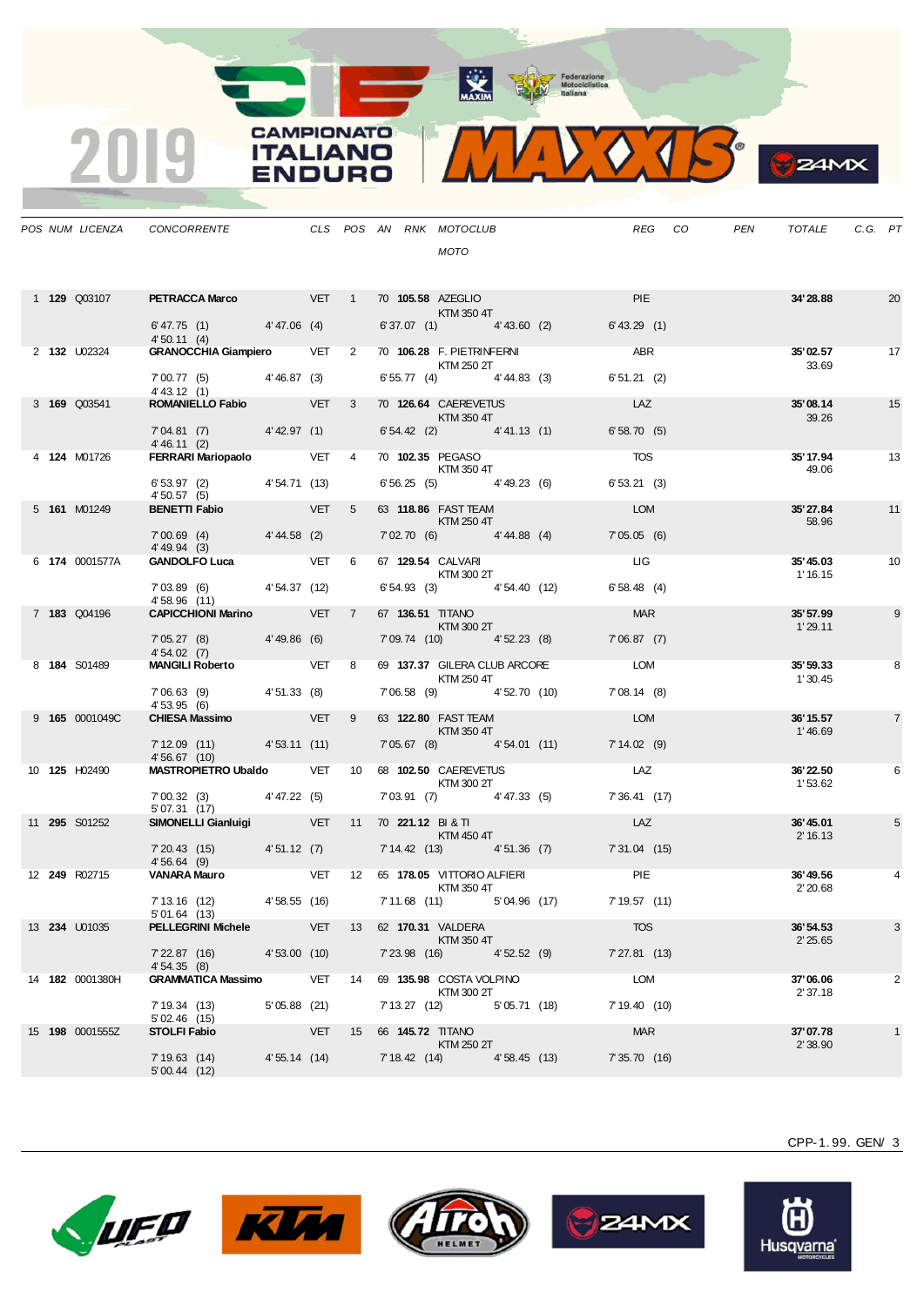# 2019 CAMPIONATO ITALIANO ENDURO

| POS | NUM | LICENZA | CONCORRENTE | CLS | POS | AN | RNK | MOTOCLUB / MOTO | REG | CO | PEN | TOTALE | C.G. | PT |
|---|---|---|---|---|---|---|---|---|---|---|---|---|---|---|
| 1 | **129** | Q03107 | **PETRACCA Marco** | VET | 1 | 70 | **105.58** | AZEGLIO / KTM 350 4T | PIE | | | **34'28.88** | | 20 |
| | | | 6'47.75 (1) / 4'47.06 (4) / 6'37.07 (1) / 4'43.60 (2) / 6'43.29 (1) / 4'50.11 (4) | | | | | | | | | | | |
| 2 | **132** | U02324 | **GRANOCCHIA Giampiero** | VET | 2 | 70 | **106.28** | F. PIETRINFERNI / KTM 250 2T | ABR | | | **35'02.57** | 33.69 | 17 |
| | | | 7'00.77 (5) / 4'46.87 (3) / 6'55.77 (4) / 4'44.83 (3) / 6'51.21 (2) / 4'43.12 (1) | | | | | | | | | | | |
| 3 | **169** | Q03541 | **ROMANIELLO Fabio** | VET | 3 | 70 | **126.64** | CAEREVETUS / KTM 350 4T | LAZ | | | **35'08.14** | 39.26 | 15 |
| | | | 7'04.81 (7) / 4'42.97 (1) / 6'54.42 (2) / 4'41.13 (1) / 6'58.70 (5) / 4'46.11 (2) | | | | | | | | | | | |
| 4 | **124** | M01726 | **FERRARI Mariopaolo** | VET | 4 | 70 | **102.35** | PEGASO / KTM 350 4T | TOS | | | **35'17.94** | 49.06 | 13 |
| | | | 6'53.97 (2) / 4'54.71 (13) / 6'56.25 (5) / 4'49.23 (6) / 6'53.21 (3) / 4'50.57 (5) | | | | | | | | | | | |
| 5 | **161** | M01249 | **BENETTI Fabio** | VET | 5 | 63 | **118.86** | FAST TEAM / KTM 250 4T | LOM | | | **35'27.84** | 58.96 | 11 |
| | | | 7'00.69 (4) / 4'44.58 (2) / 7'02.70 (6) / 4'44.88 (4) / 7'05.05 (6) / 4'49.94 (3) | | | | | | | | | | | |
| 6 | **174** | 0001577A | **GANDOLFO Luca** | VET | 6 | 67 | **129.54** | CALVARI / KTM 300 2T | LIG | | | **35'45.03** | 1'16.15 | 10 |
| | | | 7'03.89 (6) / 4'54.37 (12) / 6'54.93 (3) / 4'54.40 (12) / 6'58.48 (4) / 4'58.96 (11) | | | | | | | | | | | |
| 7 | **183** | Q04196 | **CAPICCHIONI Marino** | VET | 7 | 67 | **136.51** | TITANO / KTM 300 2T | MAR | | | **35'57.99** | 1'29.11 | 9 |
| | | | 7'05.27 (8) / 4'49.86 (6) / 7'09.74 (10) / 4'52.23 (8) / 7'06.87 (7) / 4'54.02 (7) | | | | | | | | | | | |
| 8 | **184** | S01489 | **MANGILI Roberto** | VET | 8 | 69 | **137.37** | GILERA CLUB ARCORE / KTM 250 4T | LOM | | | **35'59.33** | 1'30.45 | 8 |
| | | | 7'06.63 (9) / 4'51.33 (8) / 7'06.58 (9) / 4'52.70 (10) / 7'08.14 (8) / 4'53.95 (6) | | | | | | | | | | | |
| 9 | **165** | 0001049C | **CHIESA Massimo** | VET | 9 | 63 | **122.80** | FAST TEAM / KTM 350 4T | LOM | | | **36'15.57** | 1'46.69 | 7 |
| | | | 7'12.09 (11) / 4'53.11 (11) / 7'05.67 (8) / 4'54.01 (11) / 7'14.02 (9) / 4'56.67 (10) | | | | | | | | | | | |
| 10 | **125** | H02490 | **MASTROPIETRO Ubaldo** | VET | 10 | 68 | **102.50** | CAEREVETUS / KTM 300 2T | LAZ | | | **36'22.50** | 1'53.62 | 6 |
| | | | 7'00.32 (3) / 4'47.22 (5) / 7'03.91 (7) / 4'47.33 (5) / 7'36.41 (17) / 5'07.31 (17) | | | | | | | | | | | |
| 11 | **295** | S01252 | **SIMONELLI Gianluigi** | VET | 11 | 70 | **221.12** | BI & TI / KTM 450 4T | LAZ | | | **36'45.01** | 2'16.13 | 5 |
| | | | 7'20.43 (15) / 4'51.12 (7) / 7'14.42 (13) / 4'51.36 (7) / 7'31.04 (15) / 4'56.64 (9) | | | | | | | | | | | |
| 12 | **249** | R02715 | **VANARA Mauro** | VET | 12 | 65 | **178.05** | VITTORIO ALFIERI / KTM 350 4T | PIE | | | **36'49.56** | 2'20.68 | 4 |
| | | | 7'13.16 (12) / 4'58.55 (16) / 7'11.68 (11) / 5'04.96 (17) / 7'19.57 (11) / 5'01.64 (13) | | | | | | | | | | | |
| 13 | **234** | U01035 | **PELLEGRINI Michele** | VET | 13 | 62 | **170.31** | VALDERA / KTM 350 4T | TOS | | | **36'54.53** | 2'25.65 | 3 |
| | | | 7'22.87 (16) / 4'53.00 (10) / 7'23.98 (16) / 4'52.52 (9) / 7'27.81 (13) / 4'54.35 (8) | | | | | | | | | | | |
| 14 | **182** | 0001380H | **GRAMMATICA Massimo** | VET | 14 | 69 | **135.98** | COSTA VOLPINO / KTM 300 2T | LOM | | | **37'06.06** | 2'37.18 | 2 |
| | | | 7'19.34 (13) / 5'05.88 (21) / 7'13.27 (12) / 5'05.71 (18) / 7'19.40 (10) / 5'02.46 (15) | | | | | | | | | | | |
| 15 | **198** | 0001555Z | **STOLFI Fabio** | VET | 15 | 66 | **145.72** | TITANO / KTM 250 2T | MAR | | | **37'07.78** | 2'38.90 | 1 |
| | | | 7'19.63 (14) / 4'55.14 (14) / 7'18.42 (14) / 4'58.45 (13) / 7'35.70 (16) / 5'00.44 (12) | | | | | | | | | | | |

CPP-1.99. GEN/ 3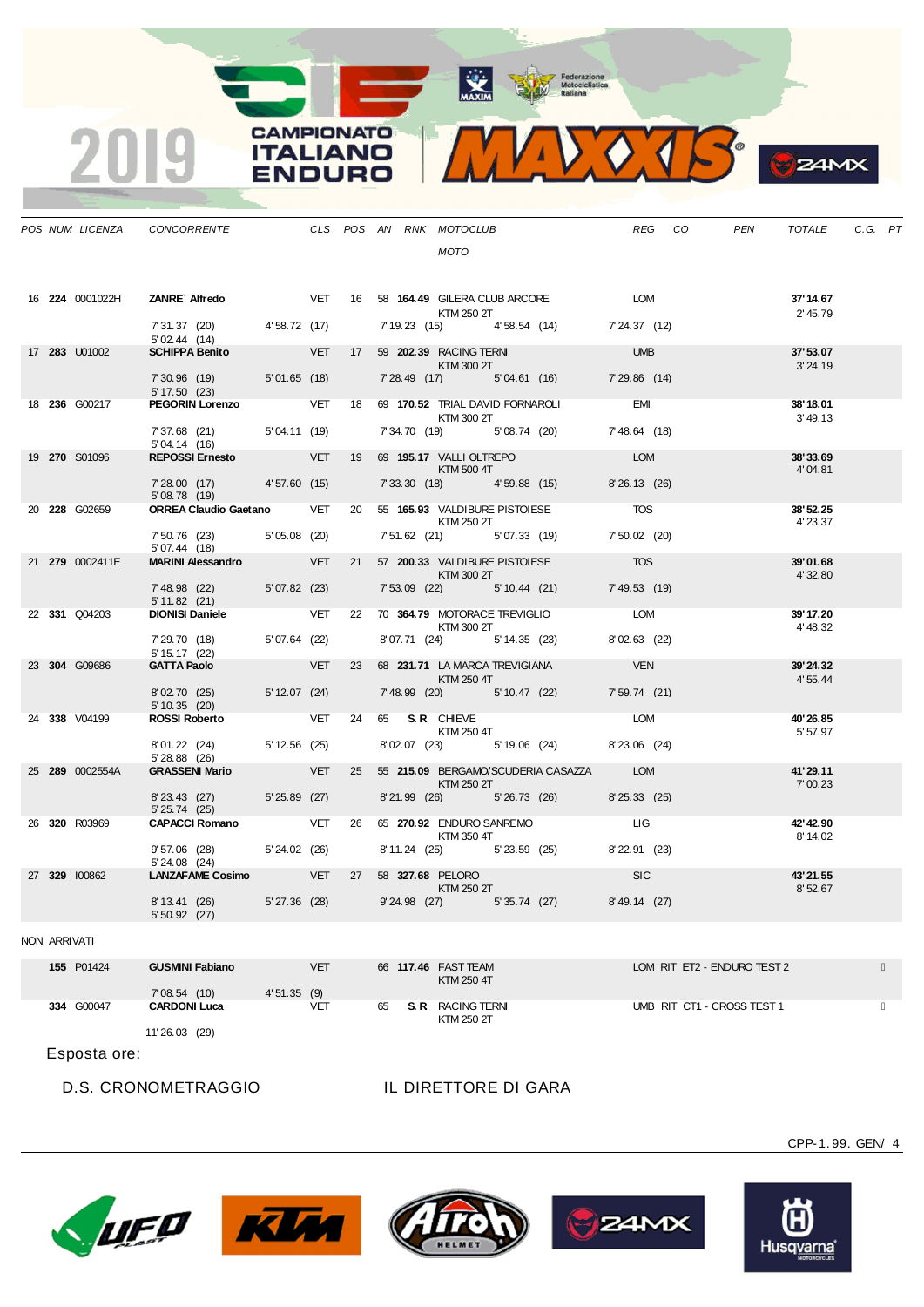| POS | NUM | LICENZA | CONCORRENTE | CLS | POS | AN | RNK | MOTOCLUB / MOTO | REG | CO | PEN | TOTALE | C.G. | PT |
|---|---|---|---|---|---|---|---|---|---|---|---|---|---|---|
| 16 | **224** | 0001022H | **ZANRE` Alfredo** | VET | 16 | 58 | **164.49** | GILERA CLUB ARCORE / KTM 250 2T | LOM | | | **37'14.67** / 2'45.79 | | |
| | | | 7'31.37 (20) / 5'02.44 (14) | 4'58.72 (17) | | | | 7'19.23 (15) 4'58.54 (14) | 7'24.37 (12) | | | | | |
| 17 | **283** | U01002 | **SCHIPPA Benito** | VET | 17 | 59 | **202.39** | RACING TERNI / KTM 300 2T | UMB | | | **37'53.07** / 3'24.19 | | |
| | | | 7'30.96 (19) / 5'17.50 (23) | 5'01.65 (18) | | | | 7'28.49 (17) 5'04.61 (16) | 7'29.86 (14) | | | | | |
| 18 | **236** | G00217 | **PEGORIN Lorenzo** | VET | 18 | 69 | **170.52** | TRIAL DAVID FORNAROLI / KTM 300 2T | EMI | | | **38'18.01** / 3'49.13 | | |
| | | | 7'37.68 (21) / 5'04.14 (16) | 5'04.11 (19) | | | | 7'34.70 (19) 5'08.74 (20) | 7'48.64 (18) | | | | | |
| 19 | **270** | S01096 | **REPOSSI Ernesto** | VET | 19 | 69 | **195.17** | VALLI OLTREPO / KTM 500 4T | LOM | | | **38'33.69** / 4'04.81 | | |
| | | | 7'28.00 (17) / 5'08.78 (19) | 4'57.60 (15) | | | | 7'33.30 (18) 4'59.88 (15) | 8'26.13 (26) | | | | | |
| 20 | **228** | G02659 | **ORREA Claudio Gaetano** | VET | 20 | 55 | **165.93** | VALDIBURE PISTOIESE / KTM 250 2T | TOS | | | **38'52.25** / 4'23.37 | | |
| | | | 7'50.76 (23) / 5'07.44 (18) | 5'05.08 (20) | | | | 7'51.62 (21) 5'07.33 (19) | 7'50.02 (20) | | | | | |
| 21 | **279** | 0002411E | **MARINI Alessandro** | VET | 21 | 57 | **200.33** | VALDIBURE PISTOIESE / KTM 300 2T | TOS | | | **39'01.68** / 4'32.80 | | |
| | | | 7'48.98 (22) / 5'11.82 (21) | 5'07.82 (23) | | | | 7'53.09 (22) 5'10.44 (21) | 7'49.53 (19) | | | | | |
| 22 | **331** | Q04203 | **DIONISI Daniele** | VET | 22 | 70 | **364.79** | MOTORACE TREVIGLIO / KTM 300 2T | LOM | | | **39'17.20** / 4'48.32 | | |
| | | | 7'29.70 (18) / 5'15.17 (22) | 5'07.64 (22) | | | | 8'07.71 (24) 5'14.35 (23) | 8'02.63 (22) | | | | | |
| 23 | **304** | G09686 | **GATTA Paolo** | VET | 23 | 68 | **231.71** | LA MARCA TREVIGIANA / KTM 250 4T | VEN | | | **39'24.32** / 4'55.44 | | |
| | | | 8'02.70 (25) / 5'10.35 (20) | 5'12.07 (24) | | | | 7'48.99 (20) 5'10.47 (22) | 7'59.74 (21) | | | | | |
| 24 | **338** | V04199 | **ROSSI Roberto** | VET | 24 | 65 | **S.R** | CHIEVE / KTM 250 4T | LOM | | | **40'26.85** / 5'57.97 | | |
| | | | 8'01.22 (24) / 5'28.88 (26) | 5'12.56 (25) | | | | 8'02.07 (23) 5'19.06 (24) | 8'23.06 (24) | | | | | |
| 25 | **289** | 0002554A | **GRASSENI Mario** | VET | 25 | 55 | **215.09** | BERGAMO/SCUDERIA CASAZZA / KTM 250 2T | LOM | | | **41'29.11** / 7'00.23 | | |
| | | | 8'23.43 (27) / 5'25.74 (25) | 5'25.89 (27) | | | | 8'21.99 (26) 5'26.73 (26) | 8'25.33 (25) | | | | | |
| 26 | **320** | R03969 | **CAPACCI Romano** | VET | 26 | 65 | **270.92** | ENDURO SANREMO / KTM 350 4T | LIG | | | **42'42.90** / 8'14.02 | | |
| | | | 9'57.06 (28) / 5'24.08 (24) | 5'24.02 (26) | | | | 8'11.24 (25) 5'23.59 (25) | 8'22.91 (23) | | | | | |
| 27 | **329** | I00862 | **LANZAFAME Cosimo** | VET | 27 | 58 | **327.68** | PELORO / KTM 250 2T | SIC | | | **43'21.55** / 8'52.67 | | |
| | | | 8'13.41 (26) / 5'50.92 (27) | 5'27.36 (28) | | | | 9'24.98 (27) 5'35.74 (27) | 8'49.14 (27) | | | | | |

NON ARRIVATI

| NUM | LICENZA | CONCORRENTE | CLS | AN | RNK | MOTOCLUB / MOTO | REG | CO |
|---|---|---|---|---|---|---|---|---|
| **155** | P01424 | **GUSMINI Fabiano** | VET | 66 | **117.46** | FAST TEAM / KTM 250 4T | LOM | RIT ET2 - ENDURO TEST 2 |
| | | 7'08.54 (10) | 4'51.35 (9) | | | | | |
| **334** | G00047 | **CARDONI Luca** | VET | 65 | **S.R** | RACING TERNI / KTM 250 2T | UMB | RIT CT1 - CROSS TEST 1 |
| | | 11'26.03 (29) | | | | | | |

Esposta ore:

D.S. CRONOMETRAGGIO

IL DIRETTORE DI GARA

CPP-1.99. GEN/ 4